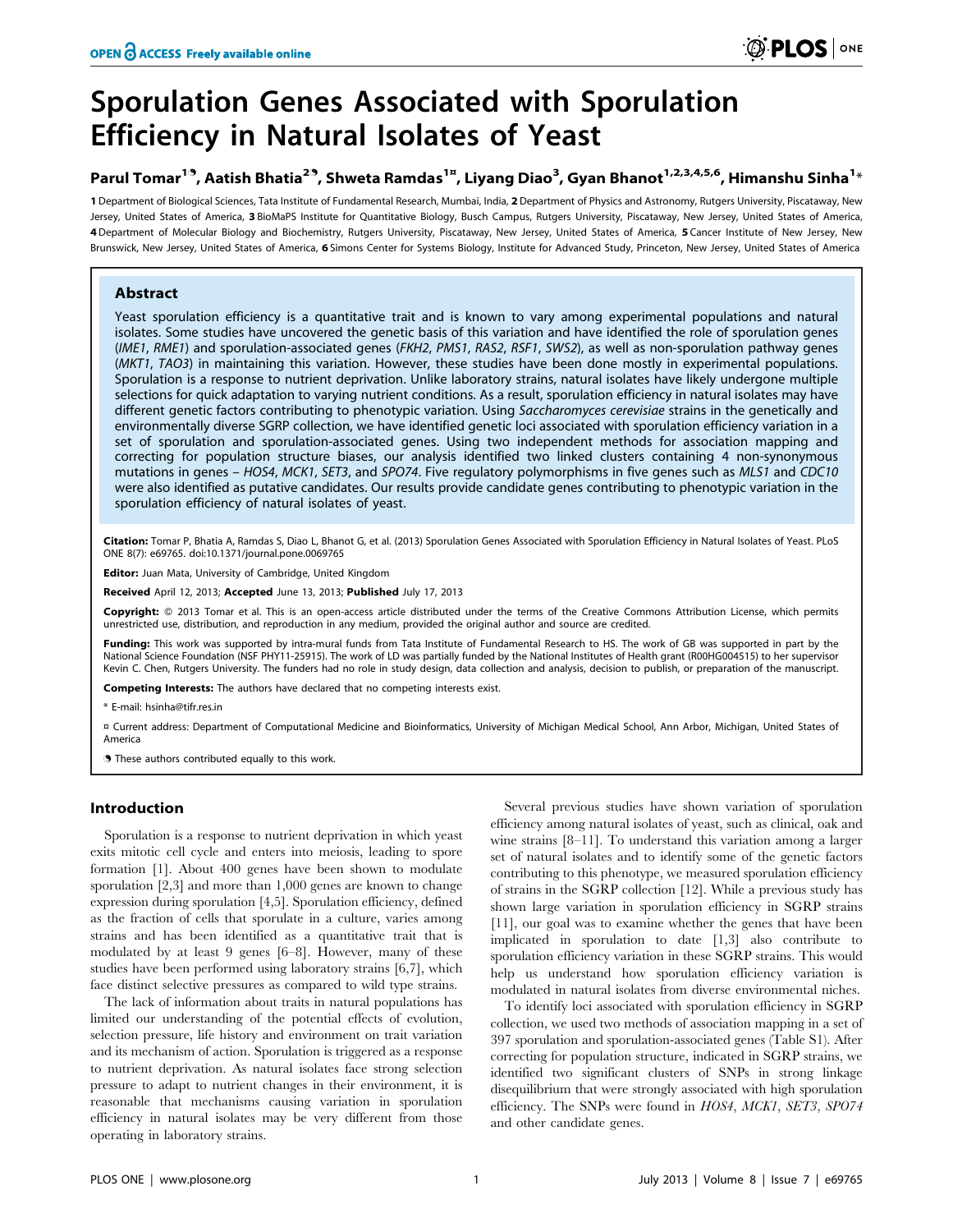# Sporulation Genes Associated with Sporulation Efficiency in Natural Isolates of Yeast

**Parul Tomar[1], Aatish Bhatia[2], Shweta Ramdas[1¤], Liyang Diao[3], Gyan Bhanot[1,2,3,4,5,6], Himanshu Sinha[1]***

1 Department of Biological Sciences, Tata Institute of Fundamental Research, Mumbai, India, 2 Department of Physics and Astronomy, Rutgers University, Piscataway, New Jersey, United States of America, 3 BioMaPS Institute for Quantitative Biology, Busch Campus, Rutgers University, Piscataway, New Jersey, United States of America, 4 Department of Molecular Biology and Biochemistry, Rutgers University, Piscataway, New Jersey, United States of America, 5 Cancer Institute of New Jersey, New Brunswick, New Jersey, United States of America, 6 Simons Center for Systems Biology, Institute for Advanced Study, Princeton, New Jersey, United States of America

## Abstract

Yeast sporulation efficiency is a quantitative trait and is known to vary among experimental populations and natural isolates. Some studies have uncovered the genetic basis of this variation and have identified the role of sporulation genes (*IME1*, *RME1*) and sporulation-associated genes (*FKH2*, *PMS1*, *RAS2*, *RSF1*, *SWS2*), as well as non-sporulation pathway genes (*MKT1*, *TAO3*) in maintaining this variation. However, these studies have been done mostly in experimental populations. Sporulation is a response to nutrient deprivation. Unlike laboratory strains, natural isolates have likely undergone multiple selections for quick adaptation to varying nutrient conditions. As a result, sporulation efficiency in natural isolates may have different genetic factors contributing to phenotypic variation. Using *Saccharomyces cerevisiae* strains in the genetically and environmentally diverse SGRP collection, we have identified genetic loci associated with sporulation efficiency variation in a set of sporulation and sporulation-associated genes. Using two independent methods for association mapping and correcting for population structure biases, our analysis identified two linked clusters containing 4 non-synonymous mutations in genes – *HOS4*, *MCK1*, *SET3*, and *SPO74*. Five regulatory polymorphisms in five genes such as *MLS1* and *CDC10* were also identified as putative candidates. Our results provide candidate genes contributing to phenotypic variation in the sporulation efficiency of natural isolates of yeast.

**Citation:** Tomar P, Bhatia A, Ramdas S, Diao L, Bhanot G, et al. (2013) Sporulation Genes Associated with Sporulation Efficiency in Natural Isolates of Yeast. PLoS ONE 8(7): e69765. doi:10.1371/journal.pone.0069765

**Editor:** Juan Mata, University of Cambridge, United Kingdom

**Received** April 12, 2013; **Accepted** June 13, 2013; **Published** July 17, 2013

**Copyright:** © 2013 Tomar et al. This is an open-access article distributed under the terms of the Creative Commons Attribution License, which permits unrestricted use, distribution, and reproduction in any medium, provided the original author and source are credited.

**Funding:** This work was supported by intra-mural funds from Tata Institute of Fundamental Research to HS. The work of GB was supported in part by the National Science Foundation (NSF PHY11-25915). The work of LD was partially funded by the National Institutes of Health grant (R00HG004515) to her supervisor Kevin C. Chen, Rutgers University. The funders had no role in study design, data collection and analysis, decision to publish, or preparation of the manuscript.

**Competing Interests:** The authors have declared that no competing interests exist.

\* E-mail: hsinha@tifr.res.in

¤ Current address: Department of Computational Medicine and Bioinformatics, University of Michigan Medical School, Ann Arbor, Michigan, United States of America

These authors contributed equally to this work.

## Introduction

Sporulation is a response to nutrient deprivation in which yeast exits mitotic cell cycle and enters into meiosis, leading to spore formation [1]. About 400 genes have been shown to modulate sporulation [2,3] and more than 1,000 genes are known to change expression during sporulation [4,5]. Sporulation efficiency, defined as the fraction of cells that sporulate in a culture, varies among strains and has been identified as a quantitative trait that is modulated by at least 9 genes [6–8]. However, many of these studies have been performed using laboratory strains [6,7], which face distinct selective pressures as compared to wild type strains.

The lack of information about traits in natural populations has limited our understanding of the potential effects of evolution, selection pressure, life history and environment on trait variation and its mechanism of action. Sporulation is triggered as a response to nutrient deprivation. As natural isolates face strong selection pressure to adapt to nutrient changes in their environment, it is reasonable that mechanisms causing variation in sporulation efficiency in natural isolates may be very different from those operating in laboratory strains.

Several previous studies have shown variation of sporulation efficiency among natural isolates of yeast, such as clinical, oak and wine strains [8–11]. To understand this variation among a larger set of natural isolates and to identify some of the genetic factors contributing to this phenotype, we measured sporulation efficiency of strains in the SGRP collection [12]. While a previous study has shown large variation in sporulation efficiency in SGRP strains [11], our goal was to examine whether the genes that have been implicated in sporulation to date [1,3] also contribute to sporulation efficiency variation in these SGRP strains. This would help us understand how sporulation efficiency variation is modulated in natural isolates from diverse environmental niches.

To identify loci associated with sporulation efficiency in SGRP collection, we used two methods of association mapping in a set of 397 sporulation and sporulation-associated genes (Table S1). After correcting for population structure, indicated in SGRP strains, we identified two significant clusters of SNPs in strong linkage disequilibrium that were strongly associated with high sporulation efficiency. The SNPs were found in *HOS4*, *MCK1*, *SET3*, *SPO74* and other candidate genes.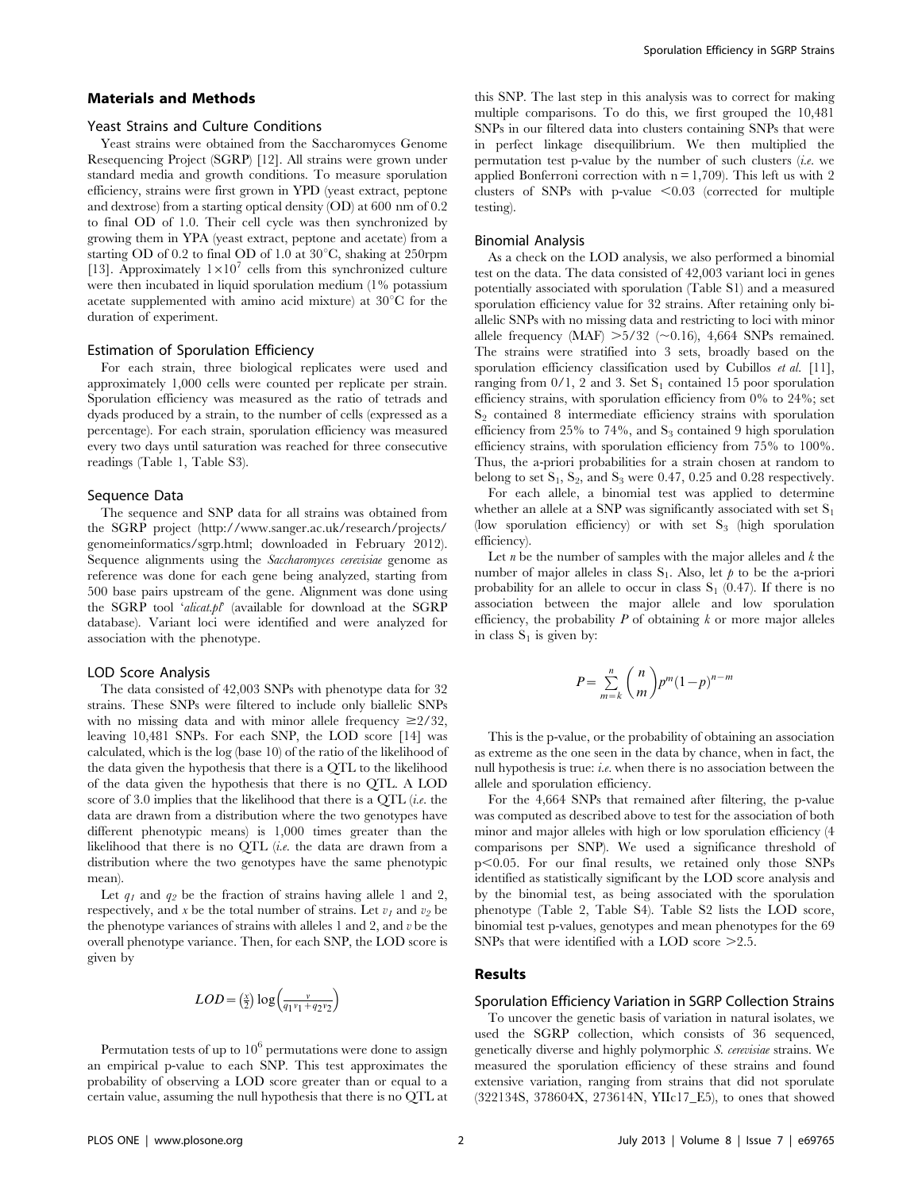## Materials and Methods

### Yeast Strains and Culture Conditions

Yeast strains were obtained from the Saccharomyces Genome Resequencing Project (SGRP) [12]. All strains were grown under standard media and growth conditions. To measure sporulation efficiency, strains were first grown in YPD (yeast extract, peptone and dextrose) from a starting optical density (OD) at 600 nm of 0.2 to final OD of 1.0. Their cell cycle was then synchronized by growing them in YPA (yeast extract, peptone and acetate) from a starting OD of 0.2 to final OD of 1.0 at 30°C, shaking at 250rpm [13]. Approximately $1\times10^7$ cells from this synchronized culture were then incubated in liquid sporulation medium (1% potassium acetate supplemented with amino acid mixture) at 30°C for the duration of experiment.

### Estimation of Sporulation Efficiency

For each strain, three biological replicates were used and approximately 1,000 cells were counted per replicate per strain. Sporulation efficiency was measured as the ratio of tetrads and dyads produced by a strain, to the number of cells (expressed as a percentage). For each strain, sporulation efficiency was measured every two days until saturation was reached for three consecutive readings (Table 1, Table S3).

### Sequence Data

The sequence and SNP data for all strains was obtained from the SGRP project (http://www.sanger.ac.uk/research/projects/genomeinformatics/sgrp.html; downloaded in February 2012). Sequence alignments using the *Saccharomyces cerevisiae* genome as reference was done for each gene being analyzed, starting from 500 base pairs upstream of the gene. Alignment was done using the SGRP tool '*alicat.pl*' (available for download at the SGRP database). Variant loci were identified and were analyzed for association with the phenotype.

### LOD Score Analysis

The data consisted of 42,003 SNPs with phenotype data for 32 strains. These SNPs were filtered to include only biallelic SNPs with no missing data and with minor allele frequency $\geq$2/32, leaving 10,481 SNPs. For each SNP, the LOD score [14] was calculated, which is the log (base 10) of the ratio of the likelihood of the data given the hypothesis that there is a QTL to the likelihood of the data given the hypothesis that there is no QTL. A LOD score of 3.0 implies that the likelihood that there is a QTL (*i.e.* the data are drawn from a distribution where the two genotypes have different phenotypic means) is 1,000 times greater than the likelihood that there is no QTL (*i.e.* the data are drawn from a distribution where the two genotypes have the same phenotypic mean).

Let $q_1$ and $q_2$ be the fraction of strains having allele 1 and 2, respectively, and $x$ be the total number of strains. Let $v_1$ and $v_2$ be the phenotype variances of strains with alleles 1 and 2, and $v$ be the overall phenotype variance. Then, for each SNP, the LOD score is given by

$$LOD = \left(\frac{x}{2}\right)\log\left(\frac{v}{q_1v_1+q_2v_2}\right)$$

Permutation tests of up to $10^6$ permutations were done to assign an empirical p-value to each SNP. This test approximates the probability of observing a LOD score greater than or equal to a certain value, assuming the null hypothesis that there is no QTL at this SNP. The last step in this analysis was to correct for making multiple comparisons. To do this, we first grouped the 10,481 SNPs in our filtered data into clusters containing SNPs that were in perfect linkage disequilibrium. We then multiplied the permutation test p-value by the number of such clusters (*i.e.* we applied Bonferroni correction with n = 1,709). This left us with 2 clusters of SNPs with p-value <0.03 (corrected for multiple testing).

### Binomial Analysis

As a check on the LOD analysis, we also performed a binomial test on the data. The data consisted of 42,003 variant loci in genes potentially associated with sporulation (Table S1) and a measured sporulation efficiency value for 32 strains. After retaining only bi-allelic SNPs with no missing data and restricting to loci with minor allele frequency (MAF) >5/32 (~0.16), 4,664 SNPs remained. The strains were stratified into 3 sets, broadly based on the sporulation efficiency classification used by Cubillos *et al.* [11], ranging from 0/1, 2 and 3. Set $S_1$ contained 15 poor sporulation efficiency strains, with sporulation efficiency from 0% to 24%; set $S_2$ contained 8 intermediate efficiency strains with sporulation efficiency from 25% to 74%, and $S_3$ contained 9 high sporulation efficiency strains, with sporulation efficiency from 75% to 100%. Thus, the a-priori probabilities for a strain chosen at random to belong to set $S_1$, $S_2$, and $S_3$ were 0.47, 0.25 and 0.28 respectively.

For each allele, a binomial test was applied to determine whether an allele at a SNP was significantly associated with set $S_1$ (low sporulation efficiency) or with set $S_3$ (high sporulation efficiency).

Let $n$ be the number of samples with the major alleles and $k$ the number of major alleles in class $S_1$. Also, let $p$ to be the a-priori probability for an allele to occur in class $S_1$ (0.47). If there is no association between the major allele and low sporulation efficiency, the probability $P$ of obtaining $k$ or more major alleles in class $S_1$ is given by:

$$P = \sum_{m=k}^{n}\binom{n}{m}p^m(1-p)^{n-m}$$

This is the p-value, or the probability of obtaining an association as extreme as the one seen in the data by chance, when in fact, the null hypothesis is true: *i.e.* when there is no association between the allele and sporulation efficiency.

For the 4,664 SNPs that remained after filtering, the p-value was computed as described above to test for the association of both minor and major alleles with high or low sporulation efficiency (4 comparisons per SNP). We used a significance threshold of $p<0.05$. For our final results, we retained only those SNPs identified as statistically significant by the LOD score analysis and by the binomial test, as being associated with the sporulation phenotype (Table 2, Table S4). Table S2 lists the LOD score, binomial test p-values, genotypes and mean phenotypes for the 69 SNPs that were identified with a LOD score >2.5.

## Results

### Sporulation Efficiency Variation in SGRP Collection Strains

To uncover the genetic basis of variation in natural isolates, we used the SGRP collection, which consists of 36 sequenced, genetically diverse and highly polymorphic *S. cerevisiae* strains. We measured the sporulation efficiency of these strains and found extensive variation, ranging from strains that did not sporulate (322134S, 378604X, 273614N, YIIc17_E5), to ones that showed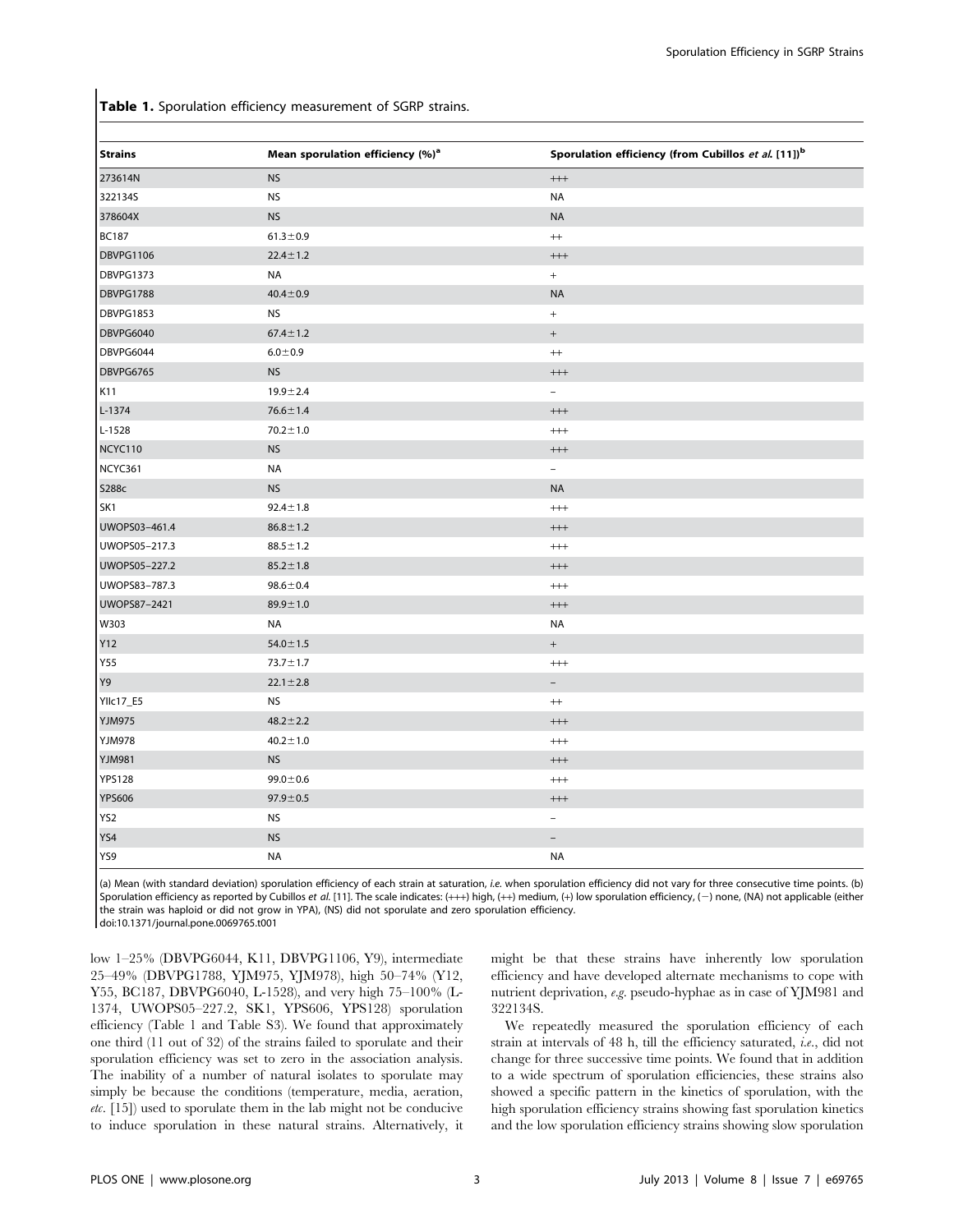**Table 1.** Sporulation efficiency measurement of SGRP strains.

| Strains | Mean sporulation efficiency (%)[a] | Sporulation efficiency (from Cubillos *et al.* [11])[b] |
|---|---|---|
| 273614N | NS | +++ |
| 322134S | NS | NA |
| 378604X | NS | NA |
| BC187 | 61.3±0.9 | ++ |
| DBVPG1106 | 22.4±1.2 | +++ |
| DBVPG1373 | NA | + |
| DBVPG1788 | 40.4±0.9 | NA |
| DBVPG1853 | NS | + |
| DBVPG6040 | 67.4±1.2 | + |
| DBVPG6044 | 6.0±0.9 | ++ |
| DBVPG6765 | NS | +++ |
| K11 | 19.9±2.4 | – |
| L-1374 | 76.6±1.4 | +++ |
| L-1528 | 70.2±1.0 | +++ |
| NCYC110 | NS | +++ |
| NCYC361 | NA | – |
| S288c | NS | NA |
| SK1 | 92.4±1.8 | +++ |
| UWOPS03–461.4 | 86.8±1.2 | +++ |
| UWOPS05–217.3 | 88.5±1.2 | +++ |
| UWOPS05–227.2 | 85.2±1.8 | +++ |
| UWOPS83–787.3 | 98.6±0.4 | +++ |
| UWOPS87–2421 | 89.9±1.0 | +++ |
| W303 | NA | NA |
| Y12 | 54.0±1.5 | + |
| Y55 | 73.7±1.7 | +++ |
| Y9 | 22.1±2.8 | – |
| YIIc17_E5 | NS | ++ |
| YJM975 | 48.2±2.2 | +++ |
| YJM978 | 40.2±1.0 | +++ |
| YJM981 | NS | +++ |
| YPS128 | 99.0±0.6 | +++ |
| YPS606 | 97.9±0.5 | +++ |
| YS2 | NS | – |
| YS4 | NS | – |
| YS9 | NA | NA |

(a) Mean (with standard deviation) sporulation efficiency of each strain at saturation, *i.e.* when sporulation efficiency did not vary for three consecutive time points. (b) Sporulation efficiency as reported by Cubillos *et al.* [11]. The scale indicates: (+++) high, (++) medium, (+) low sporulation efficiency, (−) none, (NA) not applicable (either the strain was haploid or did not grow in YPA), (NS) did not sporulate and zero sporulation efficiency.
doi:10.1371/journal.pone.0069765.t001

low 1–25% (DBVPG6044, K11, DBVPG1106, Y9), intermediate 25–49% (DBVPG1788, YJM975, YJM978), high 50–74% (Y12, Y55, BC187, DBVPG6040, L-1528), and very high 75–100% (L-1374, UWOPS05–227.2, SK1, YPS606, YPS128) sporulation efficiency (Table 1 and Table S3). We found that approximately one third (11 out of 32) of the strains failed to sporulate and their sporulation efficiency was set to zero in the association analysis. The inability of a number of natural isolates to sporulate may simply be because the conditions (temperature, media, aeration, *etc.* [15]) used to sporulate them in the lab might not be conducive to induce sporulation in these natural strains. Alternatively, it might be that these strains have inherently low sporulation efficiency and have developed alternate mechanisms to cope with nutrient deprivation, *e.g.* pseudo-hyphae as in case of YJM981 and 322134S.

We repeatedly measured the sporulation efficiency of each strain at intervals of 48 h, till the efficiency saturated, *i.e.*, did not change for three successive time points. We found that in addition to a wide spectrum of sporulation efficiencies, these strains also showed a specific pattern in the kinetics of sporulation, with the high sporulation efficiency strains showing fast sporulation kinetics and the low sporulation efficiency strains showing slow sporulation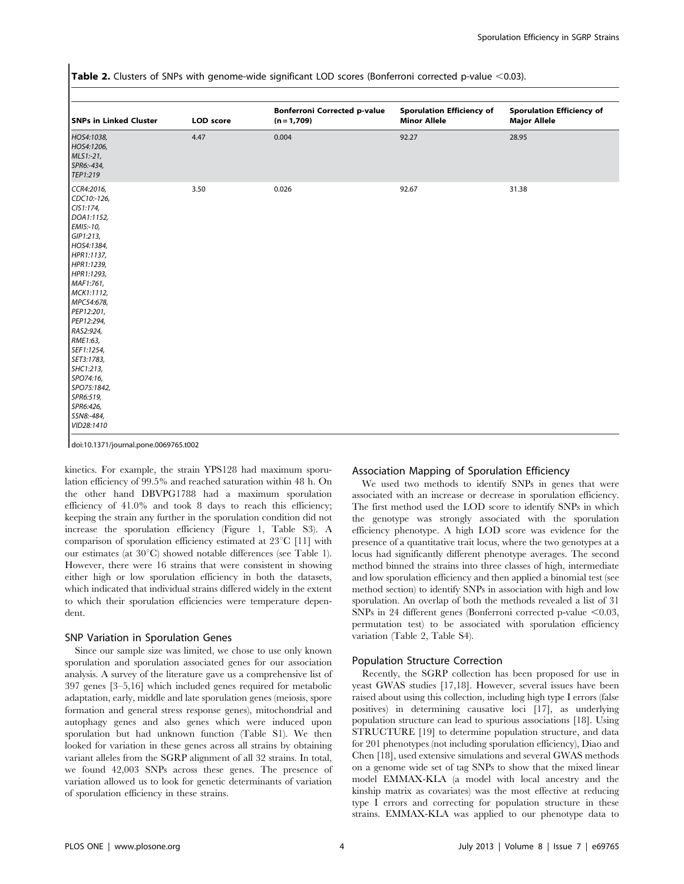**Table 2.** Clusters of SNPs with genome-wide significant LOD scores (Bonferroni corrected p-value <0.03).

| SNPs in Linked Cluster | LOD score | Bonferroni Corrected p-value (n = 1,709) | Sporulation Efficiency of Minor Allele | Sporulation Efficiency of Major Allele |
|---|---|---|---|---|
| *HOS4:1038, HOS4:1206, MLS1:-21, SPR6:-434, TEP1:219* | 4.47 | 0.004 | 92.27 | 28.95 |
| *CCR4:2016, CDC10:-126, CIS1:174, DOA1:1152, EMI5:-10, GIP1:213, HOS4:1384, HPR1:1137, HPR1:1239, HPR1:1293, MAF1:761, MCK1:1112, MPC54:678, PEP12:201, PEP12:294, RAS2:924, RME1:63, SEF1:1254, SET3:1783, SHC1:213, SPO74:16, SPO75:1842, SPR6:519, SPR6:426, SSN8:-484, VID28:1410* | 3.50 | 0.026 | 92.67 | 31.38 |

doi:10.1371/journal.pone.0069765.t002

kinetics. For example, the strain YPS128 had maximum sporulation efficiency of 99.5% and reached saturation within 48 h. On the other hand DBVPG1788 had a maximum sporulation efficiency of 41.0% and took 8 days to reach this efficiency; keeping the strain any further in the sporulation condition did not increase the sporulation efficiency (Figure 1, Table S3). A comparison of sporulation efficiency estimated at 23°C [11] with our estimates (at 30°C) showed notable differences (see Table 1). However, there were 16 strains that were consistent in showing either high or low sporulation efficiency in both the datasets, which indicated that individual strains differed widely in the extent to which their sporulation efficiencies were temperature dependent.

## SNP Variation in Sporulation Genes

Since our sample size was limited, we chose to use only known sporulation and sporulation associated genes for our association analysis. A survey of the literature gave us a comprehensive list of 397 genes [3–5,16] which included genes required for metabolic adaptation, early, middle and late sporulation genes (meiosis, spore formation and general stress response genes), mitochondrial and autophagy genes and also genes which were induced upon sporulation but had unknown function (Table S1). We then looked for variation in these genes across all strains by obtaining variant alleles from the SGRP alignment of all 32 strains. In total, we found 42,003 SNPs across these genes. The presence of variation allowed us to look for genetic determinants of variation of sporulation efficiency in these strains.

## Association Mapping of Sporulation Efficiency

We used two methods to identify SNPs in genes that were associated with an increase or decrease in sporulation efficiency. The first method used the LOD score to identify SNPs in which the genotype was strongly associated with the sporulation efficiency phenotype. A high LOD score was evidence for the presence of a quantitative trait locus, where the two genotypes at a locus had significantly different phenotype averages. The second method binned the strains into three classes of high, intermediate and low sporulation efficiency and then applied a binomial test (see method section) to identify SNPs in association with high and low sporulation. An overlap of both the methods revealed a list of 31 SNPs in 24 different genes (Bonferroni corrected p-value <0.03, permutation test) to be associated with sporulation efficiency variation (Table 2, Table S4).

## Population Structure Correction

Recently, the SGRP collection has been proposed for use in yeast GWAS studies [17,18]. However, several issues have been raised about using this collection, including high type I errors (false positives) in determining causative loci [17], as underlying population structure can lead to spurious associations [18]. Using STRUCTURE [19] to determine population structure, and data for 201 phenotypes (not including sporulation efficiency), Diao and Chen [18], used extensive simulations and several GWAS methods on a genome wide set of tag SNPs to show that the mixed linear model EMMAX-KLA (a model with local ancestry and the kinship matrix as covariates) was the most effective at reducing type I errors and correcting for population structure in these strains. EMMAX-KLA was applied to our phenotype data to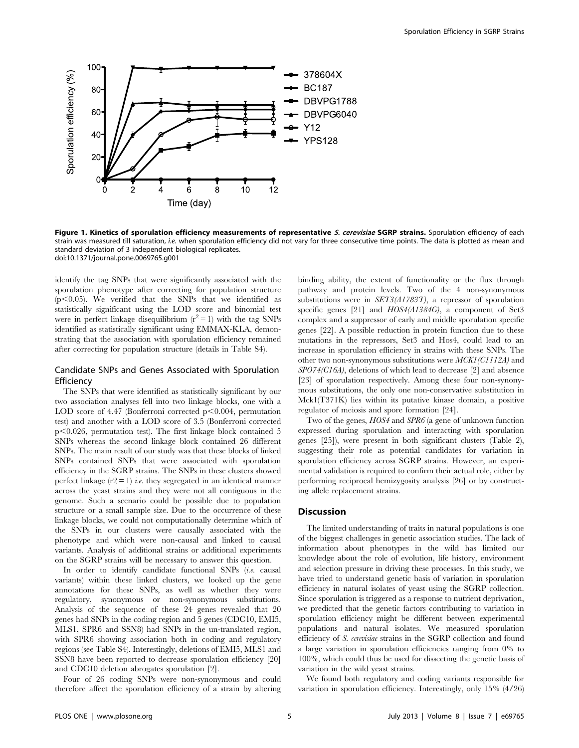Sporulation efficiency (%)

100

80

60

40

20

0

0 2 4 6 8 10 12

Time (day)

378604X

BC187

DBVPG1788

DBVPG6040

Y12

YPS128

**Figure 1. Kinetics of sporulation efficiency measurements of representative *S. cerevisiae* SGRP strains.** Sporulation efficiency of each strain was measured till saturation, *i.e.* when sporulation efficiency did not vary for three consecutive time points. The data is plotted as mean and standard deviation of 3 independent biological replicates.
doi:10.1371/journal.pone.0069765.g001

identify the tag SNPs that were significantly associated with the sporulation phenotype after correcting for population structure ($p<0.05$). We verified that the SNPs that we identified as statistically significant using the LOD score and binomial test were in perfect linkage disequilibrium ($r^2 = 1$) with the tag SNPs identified as statistically significant using EMMAX-KLA, demonstrating that the association with sporulation efficiency remained after correcting for population structure (details in Table S4).

## Candidate SNPs and Genes Associated with Sporulation Efficiency

The SNPs that were identified as statistically significant by our two association analyses fell into two linkage blocks, one with a LOD score of 4.47 (Bonferroni corrected $p<0.004$, permutation test) and another with a LOD score of 3.5 (Bonferroni corrected $p<0.026$, permutation test). The first linkage block contained 5 SNPs whereas the second linkage block contained 26 different SNPs. The main result of our study was that these blocks of linked SNPs contained SNPs that were associated with sporulation efficiency in the SGRP strains. The SNPs in these clusters showed perfect linkage ($r2 = 1$) *i.e.* they segregated in an identical manner across the yeast strains and they were not all contiguous in the genome. Such a scenario could be possible due to population structure or a small sample size. Due to the occurrence of these linkage blocks, we could not computationally determine which of the SNPs in our clusters were causally associated with the phenotype and which were non-causal and linked to causal variants. Analysis of additional strains or additional experiments on the SGRP strains will be necessary to answer this question.

In order to identify candidate functional SNPs (*i.e.* causal variants) within these linked clusters, we looked up the gene annotations for these SNPs, as well as whether they were regulatory, synonymous or non-synonymous substitutions. Analysis of the sequence of these 24 genes revealed that 20 genes had SNPs in the coding region and 5 genes (CDC10, EMI5, MLS1, SPR6 and SSN8) had SNPs in the un-translated region, with SPR6 showing association both in coding and regulatory regions (see Table S4). Interestingly, deletions of EMI5, MLS1 and SSN8 have been reported to decrease sporulation efficiency [20] and CDC10 deletion abrogates sporulation [2].

Four of 26 coding SNPs were non-synonymous and could therefore affect the sporulation efficiency of a strain by altering binding ability, the extent of functionality or the flux through pathway and protein levels. Two of the 4 non-synonymous substitutions were in *SET3(A1783T)*, a repressor of sporulation specific genes [21] and *HOS4(A1384G)*, a component of Set3 complex and a suppressor of early and middle sporulation specific genes [22]. A possible reduction in protein function due to these mutations in the repressors, Set3 and Hos4, could lead to an increase in sporulation efficiency in strains with these SNPs. The other two non-synonymous substitutions were *MCK1(C1112A)* and *SPO74(C16A)*, deletions of which lead to decrease [2] and absence [23] of sporulation respectively. Among these four non-synonymous substitutions, the only one non-conservative substitution in Mck1(T371K) lies within its putative kinase domain, a positive regulator of meiosis and spore formation [24].

Two of the genes, *HOS4* and *SPR6* (a gene of unknown function expressed during sporulation and interacting with sporulation genes [25]), were present in both significant clusters (Table 2), suggesting their role as potential candidates for variation in sporulation efficiency across SGRP strains. However, an experimental validation is required to confirm their actual role, either by performing reciprocal hemizygosity analysis [26] or by constructing allele replacement strains.

## Discussion

The limited understanding of traits in natural populations is one of the biggest challenges in genetic association studies. The lack of information about phenotypes in the wild has limited our knowledge about the role of evolution, life history, environment and selection pressure in driving these processes. In this study, we have tried to understand genetic basis of variation in sporulation efficiency in natural isolates of yeast using the SGRP collection. Since sporulation is triggered as a response to nutrient deprivation, we predicted that the genetic factors contributing to variation in sporulation efficiency might be different between experimental populations and natural isolates. We measured sporulation efficiency of *S. cerevisiae* strains in the SGRP collection and found a large variation in sporulation efficiencies ranging from 0% to 100%, which could thus be used for dissecting the genetic basis of variation in the wild yeast strains.

We found both regulatory and coding variants responsible for variation in sporulation efficiency. Interestingly, only 15% (4/26)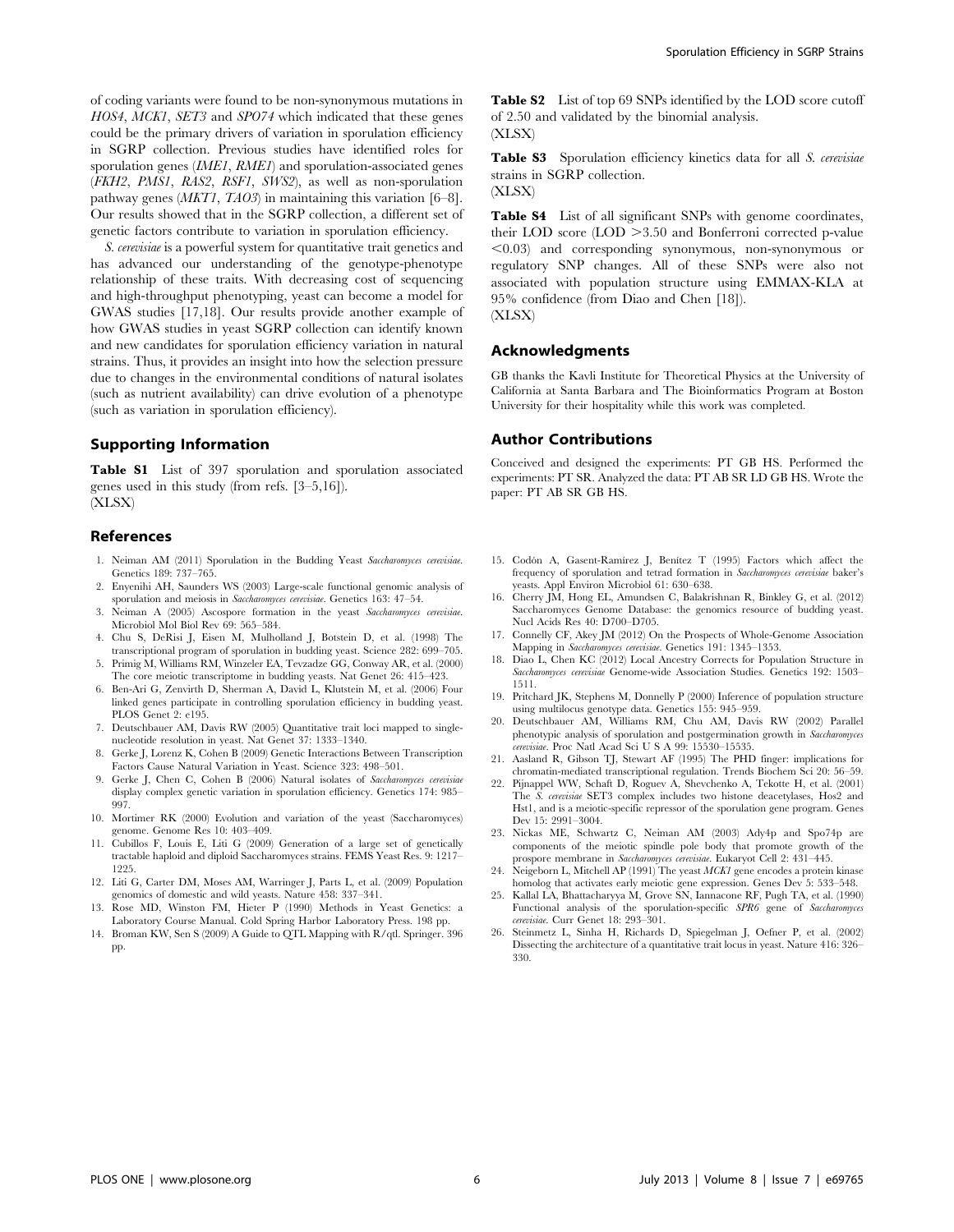of coding variants were found to be non-synonymous mutations in *HOS4*, *MCK1*, *SET3* and *SPO74* which indicated that these genes could be the primary drivers of variation in sporulation efficiency in SGRP collection. Previous studies have identified roles for sporulation genes (*IME1*, *RME1*) and sporulation-associated genes (*FKH2*, *PMS1*, *RAS2*, *RSF1*, *SWS2*), as well as non-sporulation pathway genes (*MKT1*, *TAO3*) in maintaining this variation [6–8]. Our results showed that in the SGRP collection, a different set of genetic factors contribute to variation in sporulation efficiency.

*S. cerevisiae* is a powerful system for quantitative trait genetics and has advanced our understanding of the genotype-phenotype relationship of these traits. With decreasing cost of sequencing and high-throughput phenotyping, yeast can become a model for GWAS studies [17,18]. Our results provide another example of how GWAS studies in yeast SGRP collection can identify known and new candidates for sporulation efficiency variation in natural strains. Thus, it provides an insight into how the selection pressure due to changes in the environmental conditions of natural isolates (such as nutrient availability) can drive evolution of a phenotype (such as variation in sporulation efficiency).

## Supporting Information

**Table S1** List of 397 sporulation and sporulation associated genes used in this study (from refs. [3–5,16]).
(XLSX)

**Table S2** List of top 69 SNPs identified by the LOD score cutoff of 2.50 and validated by the binomial analysis.
(XLSX)

**Table S3** Sporulation efficiency kinetics data for all *S. cerevisiae* strains in SGRP collection.
(XLSX)

**Table S4** List of all significant SNPs with genome coordinates, their LOD score (LOD $>3.50$ and Bonferroni corrected p-value $<0.03$) and corresponding synonymous, non-synonymous or regulatory SNP changes. All of these SNPs were also not associated with population structure using EMMAX-KLA at 95% confidence (from Diao and Chen [18]).
(XLSX)

## Acknowledgments

GB thanks the Kavli Institute for Theoretical Physics at the University of California at Santa Barbara and The Bioinformatics Program at Boston University for their hospitality while this work was completed.

## Author Contributions

Conceived and designed the experiments: PT GB HS. Performed the experiments: PT SR. Analyzed the data: PT AB SR LD GB HS. Wrote the paper: PT AB SR GB HS.

## References

1. Neiman AM (2011) Sporulation in the Budding Yeast *Saccharomyces cerevisiae*. Genetics 189: 737–765.
2. Enyenihi AH, Saunders WS (2003) Large-scale functional genomic analysis of sporulation and meiosis in *Saccharomyces cerevisiae*. Genetics 163: 47–54.
3. Neiman A (2005) Ascospore formation in the yeast *Saccharomyces cerevisiae*. Microbiol Mol Biol Rev 69: 565–584.
4. Chu S, DeRisi J, Eisen M, Mulholland J, Botstein D, et al. (1998) The transcriptional program of sporulation in budding yeast. Science 282: 699–705.
5. Primig M, Williams RM, Winzeler EA, Tevzadze GG, Conway AR, et al. (2000) The core meiotic transcriptome in budding yeasts. Nat Genet 26: 415–423.
6. Ben-Ari G, Zenvirth D, Sherman A, David L, Klutstein M, et al. (2006) Four linked genes participate in controlling sporulation efficiency in budding yeast. PLOS Genet 2: e195.
7. Deutschbauer AM, Davis RW (2005) Quantitative trait loci mapped to single-nucleotide resolution in yeast. Nat Genet 37: 1333–1340.
8. Gerke J, Lorenz K, Cohen B (2009) Genetic Interactions Between Transcription Factors Cause Natural Variation in Yeast. Science 323: 498–501.
9. Gerke J, Chen C, Cohen B (2006) Natural isolates of *Saccharomyces cerevisiae* display complex genetic variation in sporulation efficiency. Genetics 174: 985–997.
10. Mortimer RK (2000) Evolution and variation of the yeast (Saccharomyces) genome. Genome Res 10: 403–409.
11. Cubillos F, Louis E, Liti G (2009) Generation of a large set of genetically tractable haploid and diploid Saccharomyces strains. FEMS Yeast Res. 9: 1217–1225.
12. Liti G, Carter DM, Moses AM, Warringer J, Parts L, et al. (2009) Population genomics of domestic and wild yeasts. Nature 458: 337–341.
13. Rose MD, Winston FM, Hieter P (1990) Methods in Yeast Genetics: a Laboratory Course Manual. Cold Spring Harbor Laboratory Press. 198 pp.
14. Broman KW, Sen S (2009) A Guide to QTL Mapping with R/qtl. Springer. 396 pp.
15. Codón A, Gasent-Ramírez J, Benítez T (1995) Factors which affect the frequency of sporulation and tetrad formation in *Saccharomyces cerevisiae* baker's yeasts. Appl Environ Microbiol 61: 630–638.
16. Cherry JM, Hong EL, Amundsen C, Balakrishnan R, Binkley G, et al. (2012) Saccharomyces Genome Database: the genomics resource of budding yeast. Nucl Acids Res 40: D700–D705.
17. Connelly CF, Akey JM (2012) On the Prospects of Whole-Genome Association Mapping in *Saccharomyces cerevisiae*. Genetics 191: 1345–1353.
18. Diao L, Chen KC (2012) Local Ancestry Corrects for Population Structure in *Saccharomyces cerevisiae* Genome-wide Association Studies. Genetics 192: 1503–1511.
19. Pritchard JK, Stephens M, Donnelly P (2000) Inference of population structure using multilocus genotype data. Genetics 155: 945–959.
20. Deutschbauer AM, Williams RM, Chu AM, Davis RW (2002) Parallel phenotypic analysis of sporulation and postgermination growth in *Saccharomyces cerevisiae*. Proc Natl Acad Sci U S A 99: 15530–15535.
21. Aasland R, Gibson TJ, Stewart AF (1995) The PHD finger: implications for chromatin-mediated transcriptional regulation. Trends Biochem Sci 20: 56–59.
22. Pijnappel WW, Schaft D, Roguev A, Shevchenko A, Tekotte H, et al. (2001) The *S. cerevisiae* SET3 complex includes two histone deacetylases, Hos2 and Hst1, and is a meiotic-specific repressor of the sporulation gene program. Genes Dev 15: 2991–3004.
23. Nickas ME, Schwartz C, Neiman AM (2003) Ady4p and Spo74p are components of the meiotic spindle pole body that promote growth of the prospore membrane in *Saccharomyces cerevisiae*. Eukaryot Cell 2: 431–445.
24. Neigeborn L, Mitchell AP (1991) The yeast *MCK1* gene encodes a protein kinase homolog that activates early meiotic gene expression. Genes Dev 5: 533–548.
25. Kallal LA, Bhattacharyya M, Grove SN, Iannacone RF, Pugh TA, et al. (1990) Functional analysis of the sporulation-specific *SPR6* gene of *Saccharomyces cerevisiae*. Curr Genet 18: 293–301.
26. Steinmetz L, Sinha H, Richards D, Spiegelman J, Oefner P, et al. (2002) Dissecting the architecture of a quantitative trait locus in yeast. Nature 416: 326–330.